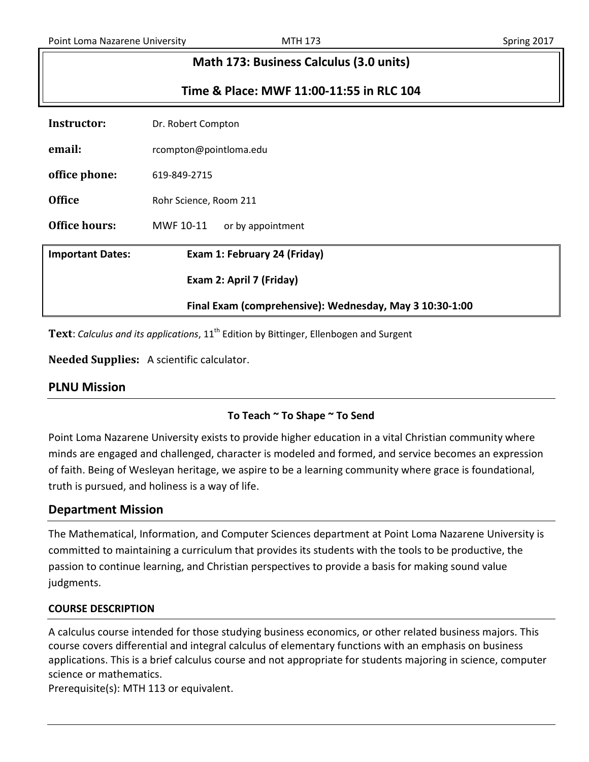# Math 173: Business Calculus (3.0 units)

## Time & Place: MWF 11:00-11:55 in RLC 104

| | |
|---|---|
| **Instructor:** | Dr. Robert Compton |
| **email:** | rcompton@pointloma.edu |
| **office phone:** | 619-849-2715 |
| **Office** | Rohr Science, Room 211 |
| **Office hours:** | MWF 10-11 or by appointment |

| **Important Dates:** | **Exam 1: February 24 (Friday)** |
|---|---|
| | **Exam 2: April 7 (Friday)** |
| | **Final Exam (comprehensive): Wednesday, May 3 10:30-1:00** |

**Text**: *Calculus and its applications*, 11th Edition by Bittinger, Ellenbogen and Surgent

**Needed Supplies:** A scientific calculator.

## PLNU Mission

**To Teach ~ To Shape ~ To Send**

Point Loma Nazarene University exists to provide higher education in a vital Christian community where minds are engaged and challenged, character is modeled and formed, and service becomes an expression of faith. Being of Wesleyan heritage, we aspire to be a learning community where grace is foundational, truth is pursued, and holiness is a way of life.

## Department Mission

The Mathematical, Information, and Computer Sciences department at Point Loma Nazarene University is committed to maintaining a curriculum that provides its students with the tools to be productive, the passion to continue learning, and Christian perspectives to provide a basis for making sound value judgments.

### COURSE DESCRIPTION

A calculus course intended for those studying business economics, or other related business majors. This course covers differential and integral calculus of elementary functions with an emphasis on business applications. This is a brief calculus course and not appropriate for students majoring in science, computer science or mathematics.
Prerequisite(s): MTH 113 or equivalent.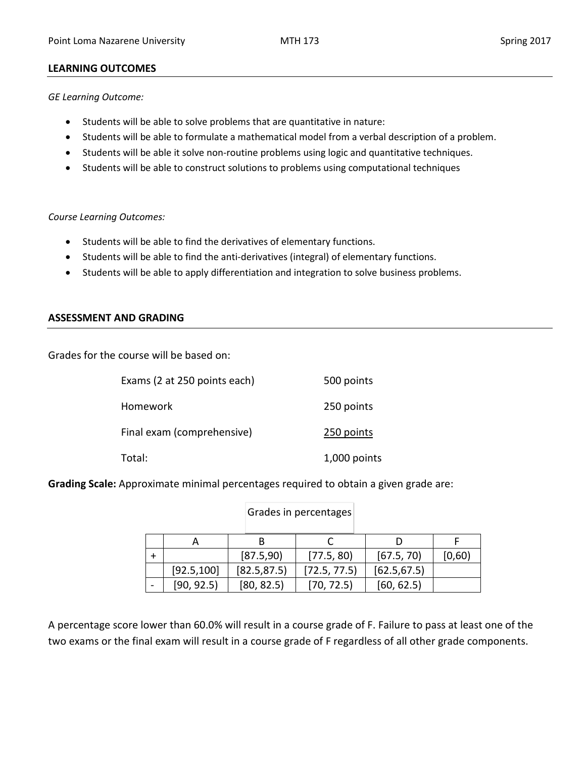## LEARNING OUTCOMES

*GE Learning Outcome:*

- Students will be able to solve problems that are quantitative in nature:
- Students will be able to formulate a mathematical model from a verbal description of a problem.
- Students will be able it solve non-routine problems using logic and quantitative techniques.
- Students will be able to construct solutions to problems using computational techniques

*Course Learning Outcomes:*

- Students will be able to find the derivatives of elementary functions.
- Students will be able to find the anti-derivatives (integral) of elementary functions.
- Students will be able to apply differentiation and integration to solve business problems.

## ASSESSMENT AND GRADING

Grades for the course will be based on:

| | |
|---|---|
| Exams (2 at 250 points each) | 500 points |
| Homework | 250 points |
| Final exam (comprehensive) | 250 points |
| Total: | 1,000 points |

**Grading Scale:** Approximate minimal percentages required to obtain a given grade are:

Grades in percentages

| | A | B | C | D | F |
|---|---|---|---|---|---|
| + | | [87.5,90) | [77.5, 80) | [67.5, 70) | [0,60) |
| | [92.5,100] | [82.5,87.5) | [72.5, 77.5) | [62.5,67.5) | |
| - | [90, 92.5) | [80, 82.5) | [70, 72.5) | [60, 62.5) | |

A percentage score lower than 60.0% will result in a course grade of F. Failure to pass at least one of the two exams or the final exam will result in a course grade of F regardless of all other grade components.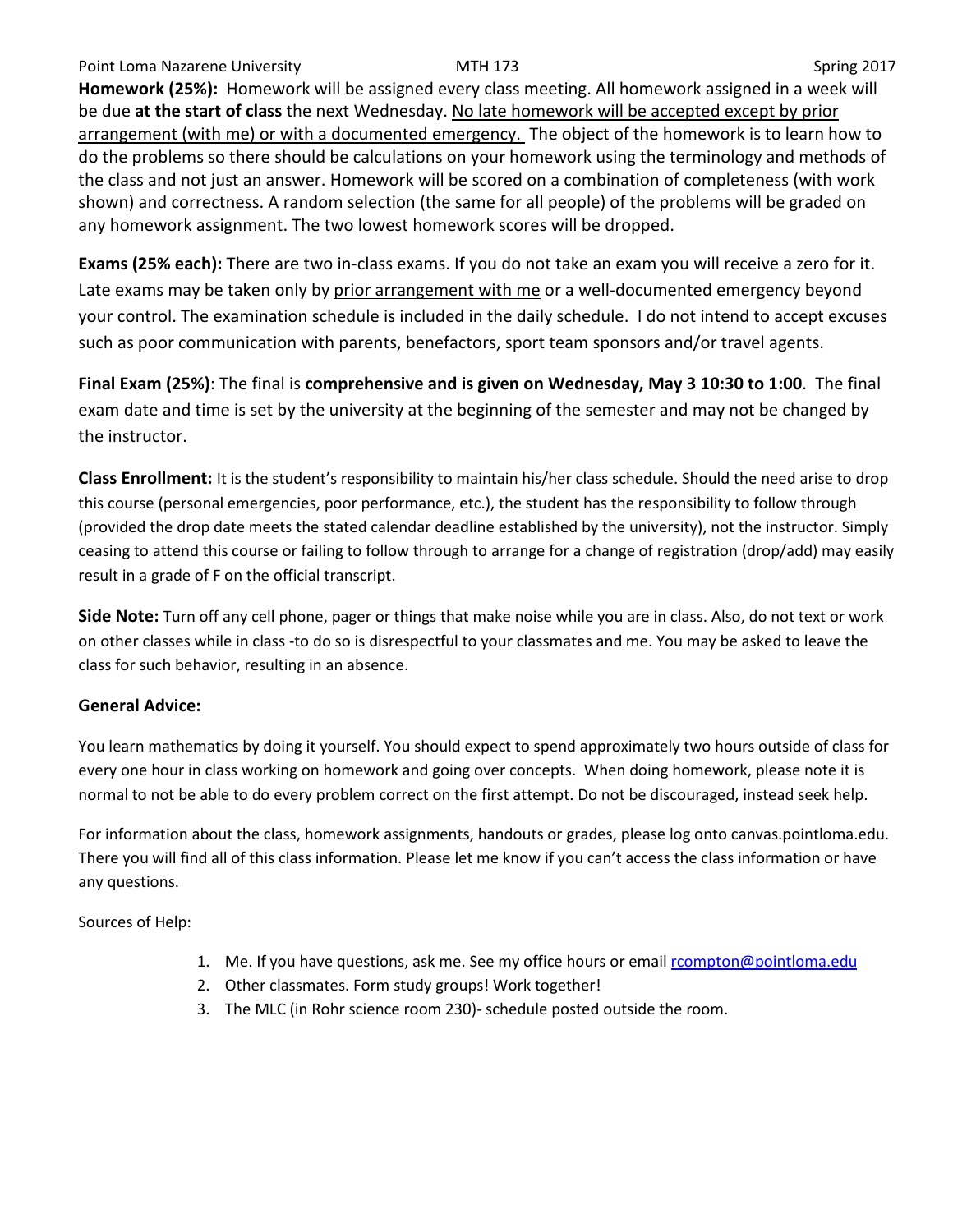**Homework (25%):** Homework will be assigned every class meeting. All homework assigned in a week will be due **at the start of class** the next Wednesday. No late homework will be accepted except by prior arrangement (with me) or with a documented emergency. The object of the homework is to learn how to do the problems so there should be calculations on your homework using the terminology and methods of the class and not just an answer. Homework will be scored on a combination of completeness (with work shown) and correctness. A random selection (the same for all people) of the problems will be graded on any homework assignment. The two lowest homework scores will be dropped.

**Exams (25% each):** There are two in-class exams. If you do not take an exam you will receive a zero for it. Late exams may be taken only by prior arrangement with me or a well-documented emergency beyond your control. The examination schedule is included in the daily schedule. I do not intend to accept excuses such as poor communication with parents, benefactors, sport team sponsors and/or travel agents.

**Final Exam (25%)**: The final is **comprehensive and is given on Wednesday, May 3 10:30 to 1:00**. The final exam date and time is set by the university at the beginning of the semester and may not be changed by the instructor.

**Class Enrollment:** It is the student's responsibility to maintain his/her class schedule. Should the need arise to drop this course (personal emergencies, poor performance, etc.), the student has the responsibility to follow through (provided the drop date meets the stated calendar deadline established by the university), not the instructor. Simply ceasing to attend this course or failing to follow through to arrange for a change of registration (drop/add) may easily result in a grade of F on the official transcript.

**Side Note:** Turn off any cell phone, pager or things that make noise while you are in class. Also, do not text or work on other classes while in class -to do so is disrespectful to your classmates and me. You may be asked to leave the class for such behavior, resulting in an absence.

**General Advice:**

You learn mathematics by doing it yourself. You should expect to spend approximately two hours outside of class for every one hour in class working on homework and going over concepts. When doing homework, please note it is normal to not be able to do every problem correct on the first attempt. Do not be discouraged, instead seek help.

For information about the class, homework assignments, handouts or grades, please log onto canvas.pointloma.edu. There you will find all of this class information. Please let me know if you can't access the class information or have any questions.

Sources of Help:

1. Me. If you have questions, ask me. See my office hours or email rcompton@pointloma.edu
2. Other classmates. Form study groups! Work together!
3. The MLC (in Rohr science room 230)- schedule posted outside the room.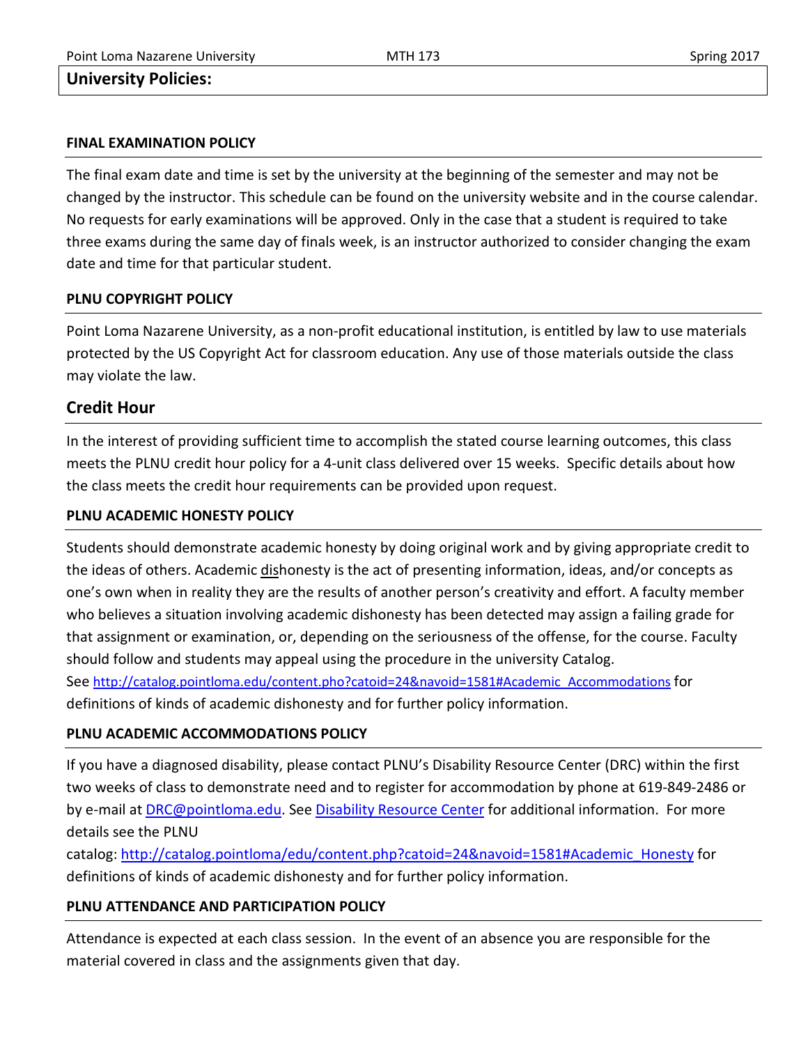## University Policies:

### FINAL EXAMINATION POLICY

The final exam date and time is set by the university at the beginning of the semester and may not be changed by the instructor. This schedule can be found on the university website and in the course calendar. No requests for early examinations will be approved. Only in the case that a student is required to take three exams during the same day of finals week, is an instructor authorized to consider changing the exam date and time for that particular student.

### PLNU COPYRIGHT POLICY

Point Loma Nazarene University, as a non-profit educational institution, is entitled by law to use materials protected by the US Copyright Act for classroom education. Any use of those materials outside the class may violate the law.

## Credit Hour

In the interest of providing sufficient time to accomplish the stated course learning outcomes, this class meets the PLNU credit hour policy for a 4-unit class delivered over 15 weeks. Specific details about how the class meets the credit hour requirements can be provided upon request.

### PLNU ACADEMIC HONESTY POLICY

Students should demonstrate academic honesty by doing original work and by giving appropriate credit to the ideas of others. Academic dishonesty is the act of presenting information, ideas, and/or concepts as one's own when in reality they are the results of another person's creativity and effort. A faculty member who believes a situation involving academic dishonesty has been detected may assign a failing grade for that assignment or examination, or, depending on the seriousness of the offense, for the course. Faculty should follow and students may appeal using the procedure in the university Catalog. See http://catalog.pointloma.edu/content.pho?catoid=24&navoid=1581#Academic_Accommodations for definitions of kinds of academic dishonesty and for further policy information.

### PLNU ACADEMIC ACCOMMODATIONS POLICY

If you have a diagnosed disability, please contact PLNU's Disability Resource Center (DRC) within the first two weeks of class to demonstrate need and to register for accommodation by phone at 619-849-2486 or by e-mail at DRC@pointloma.edu. See Disability Resource Center for additional information. For more details see the PLNU catalog: http://catalog.pointloma/edu/content.php?catoid=24&navoid=1581#Academic_Honesty for definitions of kinds of academic dishonesty and for further policy information.

### PLNU ATTENDANCE AND PARTICIPATION POLICY

Attendance is expected at each class session. In the event of an absence you are responsible for the material covered in class and the assignments given that day.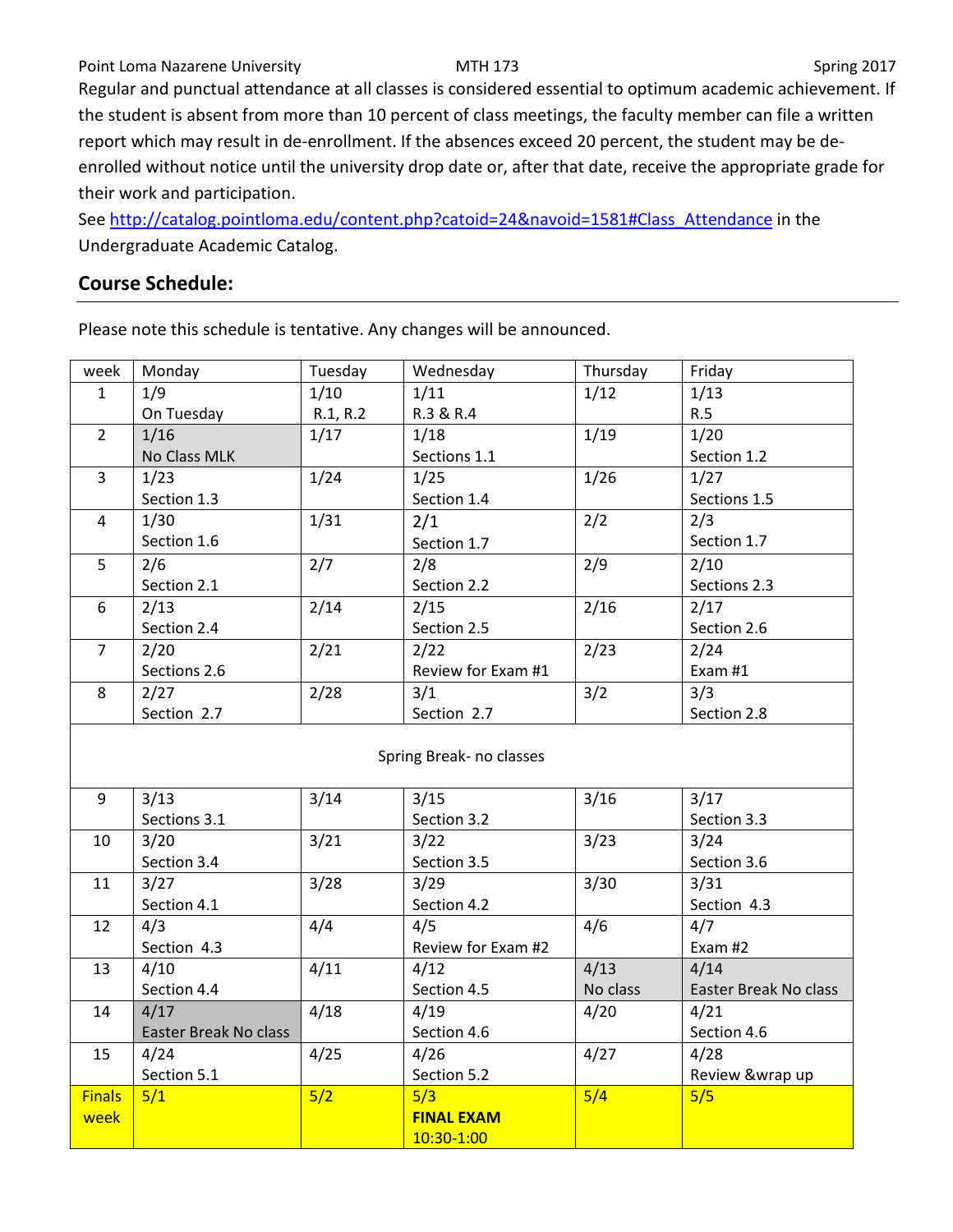Regular and punctual attendance at all classes is considered essential to optimum academic achievement. If the student is absent from more than 10 percent of class meetings, the faculty member can file a written report which may result in de-enrollment. If the absences exceed 20 percent, the student may be de-enrolled without notice until the university drop date or, after that date, receive the appropriate grade for their work and participation.

See [http://catalog.pointloma.edu/content.php?catoid=24&navoid=1581#Class_Attendance](http://catalog.pointloma.edu/content.php?catoid=24&navoid=1581#Class_Attendance) in the Undergraduate Academic Catalog.

## Course Schedule:

Please note this schedule is tentative. Any changes will be announced.

| week | Monday | Tuesday | Wednesday | Thursday | Friday |
|---|---|---|---|---|---|
| 1 | 1/9<br>On Tuesday | 1/10<br>R.1, R.2 | 1/11<br>R.3 & R.4 | 1/12 | 1/13<br>R.5 |
| 2 | 1/16<br>No Class MLK | 1/17 | 1/18<br>Sections 1.1 | 1/19 | 1/20<br>Section 1.2 |
| 3 | 1/23<br>Section 1.3 | 1/24 | 1/25<br>Section 1.4 | 1/26 | 1/27<br>Sections 1.5 |
| 4 | 1/30<br>Section 1.6 | 1/31 | 2/1<br>Section 1.7 | 2/2 | 2/3<br>Section 1.7 |
| 5 | 2/6<br>Section 2.1 | 2/7 | 2/8<br>Section 2.2 | 2/9 | 2/10<br>Sections 2.3 |
| 6 | 2/13<br>Section 2.4 | 2/14 | 2/15<br>Section 2.5 | 2/16 | 2/17<br>Section 2.6 |
| 7 | 2/20<br>Sections 2.6 | 2/21 | 2/22<br>Review for Exam #1 | 2/23 | 2/24<br>Exam #1 |
| 8 | 2/27<br>Section 2.7 | 2/28 | 3/1<br>Section 2.7 | 3/2 | 3/3<br>Section 2.8 |
| Spring Break- no classes | | | | | |
| 9 | 3/13<br>Sections 3.1 | 3/14 | 3/15<br>Section 3.2 | 3/16 | 3/17<br>Section 3.3 |
| 10 | 3/20<br>Section 3.4 | 3/21 | 3/22<br>Section 3.5 | 3/23 | 3/24<br>Section 3.6 |
| 11 | 3/27<br>Section 4.1 | 3/28 | 3/29<br>Section 4.2 | 3/30 | 3/31<br>Section 4.3 |
| 12 | 4/3<br>Section 4.3 | 4/4 | 4/5<br>Review for Exam #2 | 4/6 | 4/7<br>Exam #2 |
| 13 | 4/10<br>Section 4.4 | 4/11 | 4/12<br>Section 4.5 | 4/13<br>No class | 4/14<br>Easter Break No class |
| 14 | 4/17<br>Easter Break No class | 4/18 | 4/19<br>Section 4.6 | 4/20 | 4/21<br>Section 4.6 |
| 15 | 4/24<br>Section 5.1 | 4/25 | 4/26<br>Section 5.2 | 4/27 | 4/28<br>Review &wrap up |
| Finals week | 5/1 | 5/2 | 5/3<br>**FINAL EXAM**<br>10:30-1:00 | 5/4 | 5/5 |